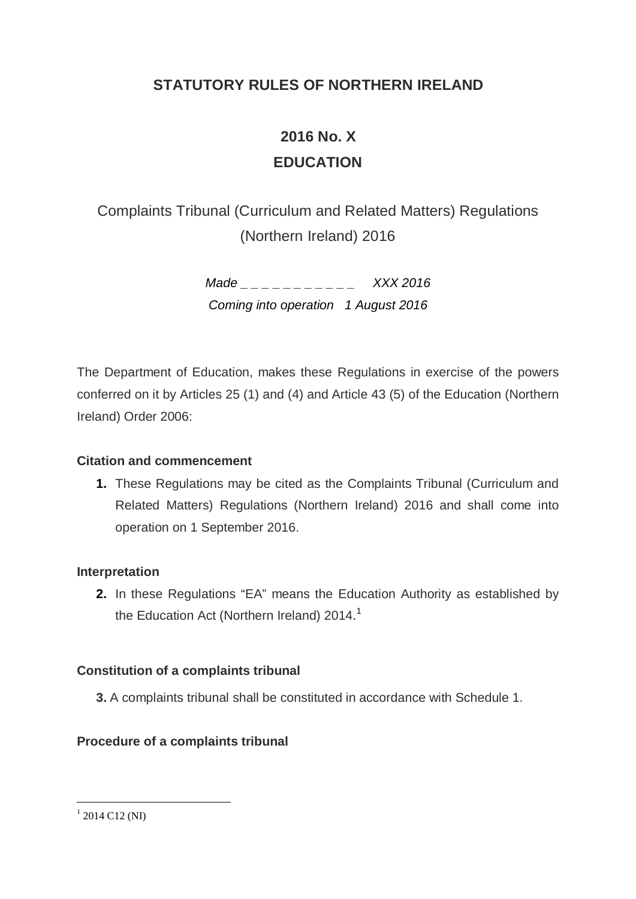# STATUTORY RULES OF NORTHERN IRELAND

## 2016 No. X

## EDUCATION

Complaints Tribunal (Curriculum and Related Matters) Regulations (Northern Ireland) 2016

*Made _ _ _ _ _ _ _ _ _ _ _ _ XXX 2016*

*Coming into operation 1 August 2016*

The Department of Education, makes these Regulations in exercise of the powers conferred on it by Articles 25 (1) and (4) and Article 43 (5) of the Education (Northern Ireland) Order 2006:

**Citation and commencement**

**1.** These Regulations may be cited as the Complaints Tribunal (Curriculum and Related Matters) Regulations (Northern Ireland) 2016 and shall come into operation on 1 September 2016.

**Interpretation**

**2.** In these Regulations "EA" means the Education Authority as established by the Education Act (Northern Ireland) 2014.[1]

**Constitution of a complaints tribunal**

**3.** A complaints tribunal shall be constituted in accordance with Schedule 1.

**Procedure of a complaints tribunal**

[1] 2014 C12 (NI)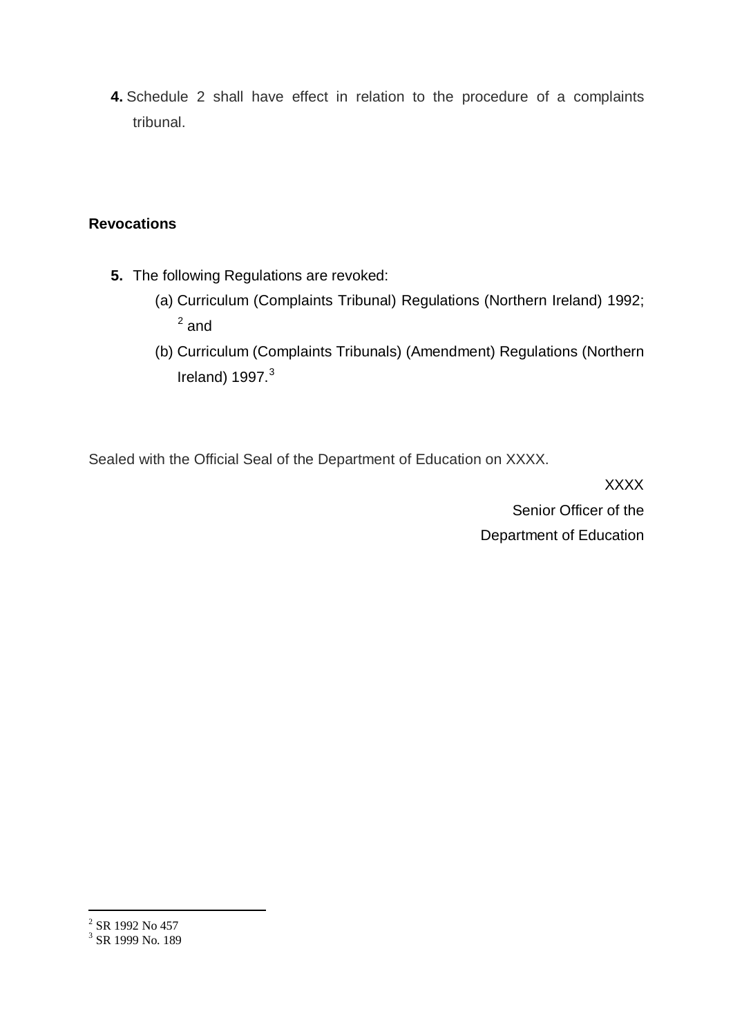**4.** Schedule 2 shall have effect in relation to the procedure of a complaints tribunal.

**Revocations**

**5.** The following Regulations are revoked:

(a) Curriculum (Complaints Tribunal) Regulations (Northern Ireland) 1992; [2] and

(b) Curriculum (Complaints Tribunals) (Amendment) Regulations (Northern Ireland) 1997.[3]

Sealed with the Official Seal of the Department of Education on XXXX.

XXXX
Senior Officer of the
Department of Education

---

[2] SR 1992 No 457

[3] SR 1999 No. 189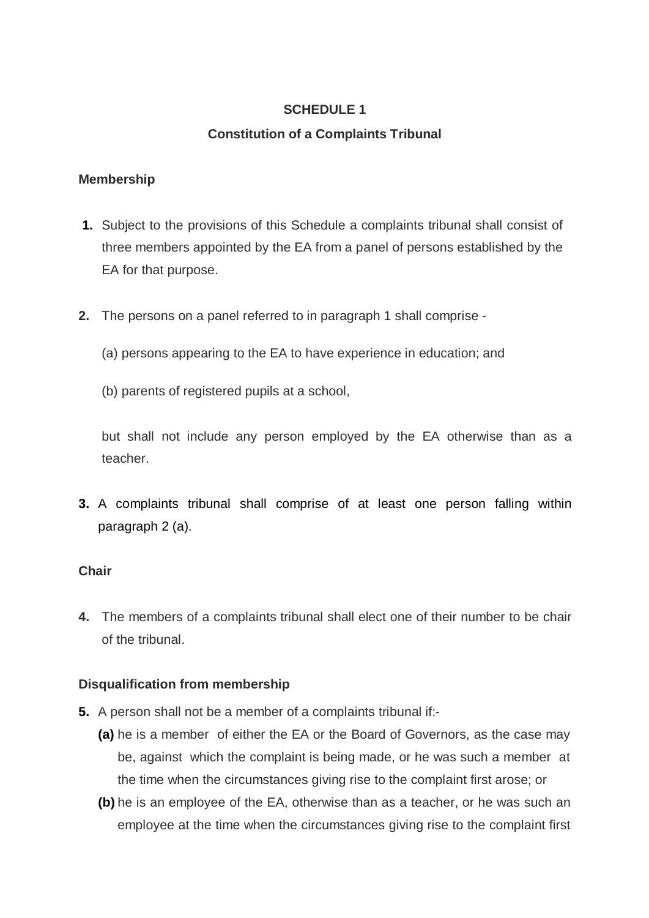## SCHEDULE 1

## Constitution of a Complaints Tribunal

### Membership

**1.** Subject to the provisions of this Schedule a complaints tribunal shall consist of three members appointed by the EA from a panel of persons established by the EA for that purpose.

**2.** The persons on a panel referred to in paragraph 1 shall comprise -

(a) persons appearing to the EA to have experience in education; and

(b) parents of registered pupils at a school,

but shall not include any person employed by the EA otherwise than as a teacher.

**3.** A complaints tribunal shall comprise of at least one person falling within paragraph 2 (a).

### Chair

**4.** The members of a complaints tribunal shall elect one of their number to be chair of the tribunal.

### Disqualification from membership

**5.** A person shall not be a member of a complaints tribunal if:-

**(a)** he is a member of either the EA or the Board of Governors, as the case may be, against which the complaint is being made, or he was such a member at the time when the circumstances giving rise to the complaint first arose; or

**(b)** he is an employee of the EA, otherwise than as a teacher, or he was such an employee at the time when the circumstances giving rise to the complaint first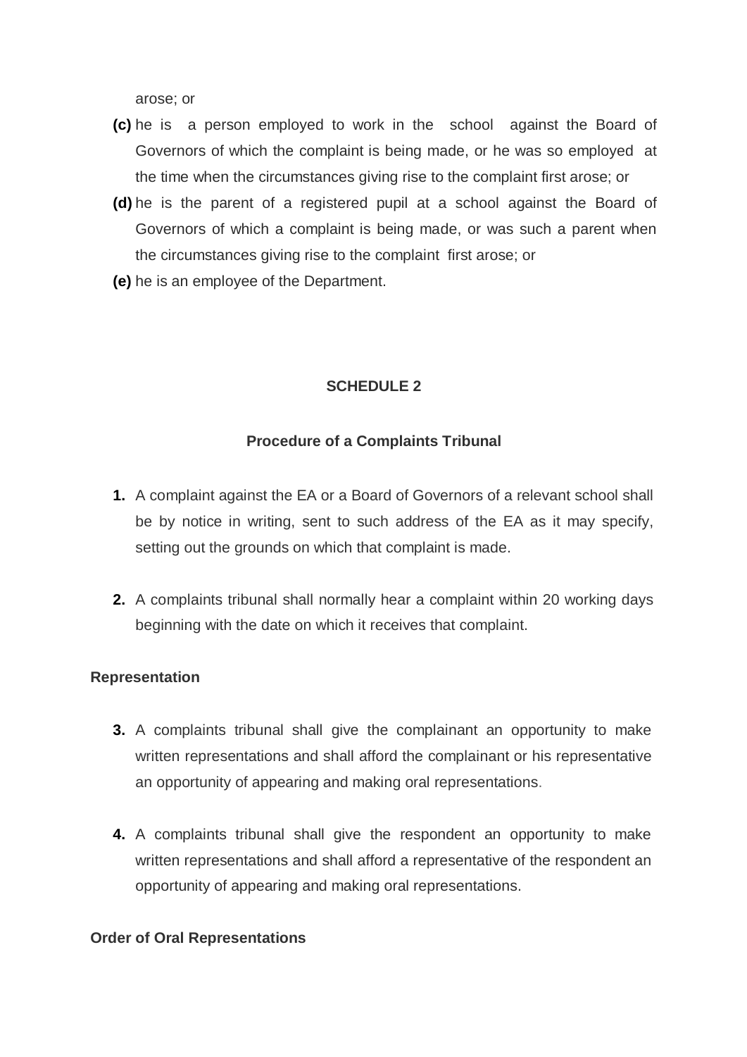arose; or

**(c)** he is a person employed to work in the school against the Board of Governors of which the complaint is being made, or he was so employed at the time when the circumstances giving rise to the complaint first arose; or

**(d)** he is the parent of a registered pupil at a school against the Board of Governors of which a complaint is being made, or was such a parent when the circumstances giving rise to the complaint first arose; or

**(e)** he is an employee of the Department.

## SCHEDULE 2

### Procedure of a Complaints Tribunal

**1.** A complaint against the EA or a Board of Governors of a relevant school shall be by notice in writing, sent to such address of the EA as it may specify, setting out the grounds on which that complaint is made.

**2.** A complaints tribunal shall normally hear a complaint within 20 working days beginning with the date on which it receives that complaint.

#### Representation

**3.** A complaints tribunal shall give the complainant an opportunity to make written representations and shall afford the complainant or his representative an opportunity of appearing and making oral representations.

**4.** A complaints tribunal shall give the respondent an opportunity to make written representations and shall afford a representative of the respondent an opportunity of appearing and making oral representations.

#### Order of Oral Representations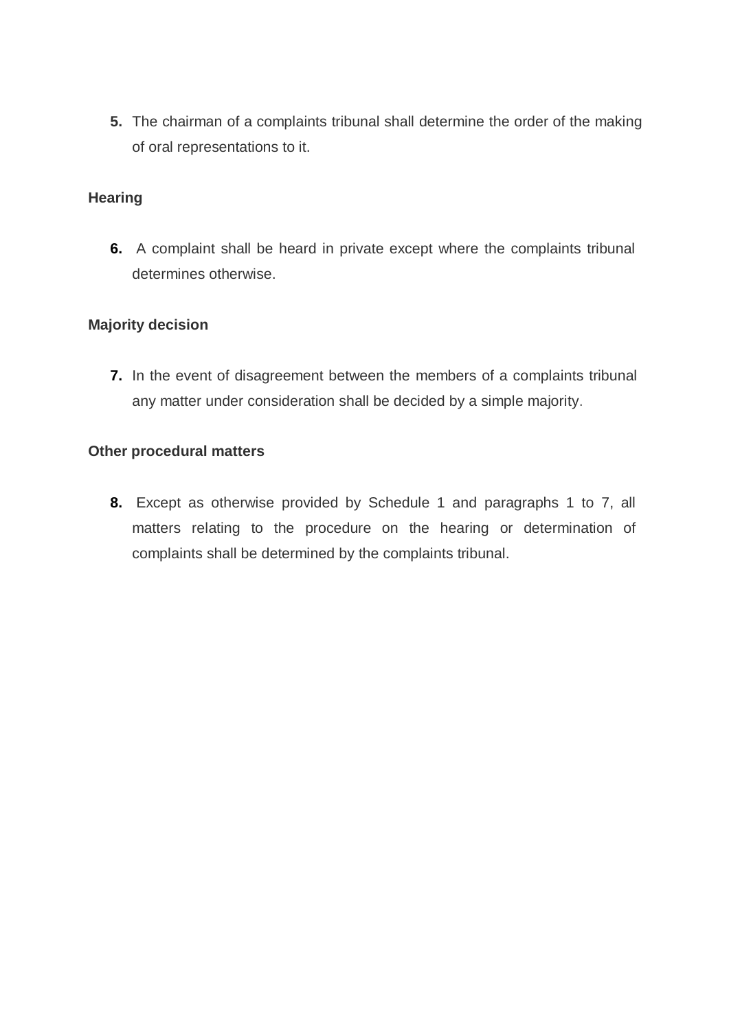**5.** The chairman of a complaints tribunal shall determine the order of the making of oral representations to it.

**Hearing**

**6.** A complaint shall be heard in private except where the complaints tribunal determines otherwise.

**Majority decision**

**7.** In the event of disagreement between the members of a complaints tribunal any matter under consideration shall be decided by a simple majority.

**Other procedural matters**

**8.** Except as otherwise provided by Schedule 1 and paragraphs 1 to 7, all matters relating to the procedure on the hearing or determination of complaints shall be determined by the complaints tribunal.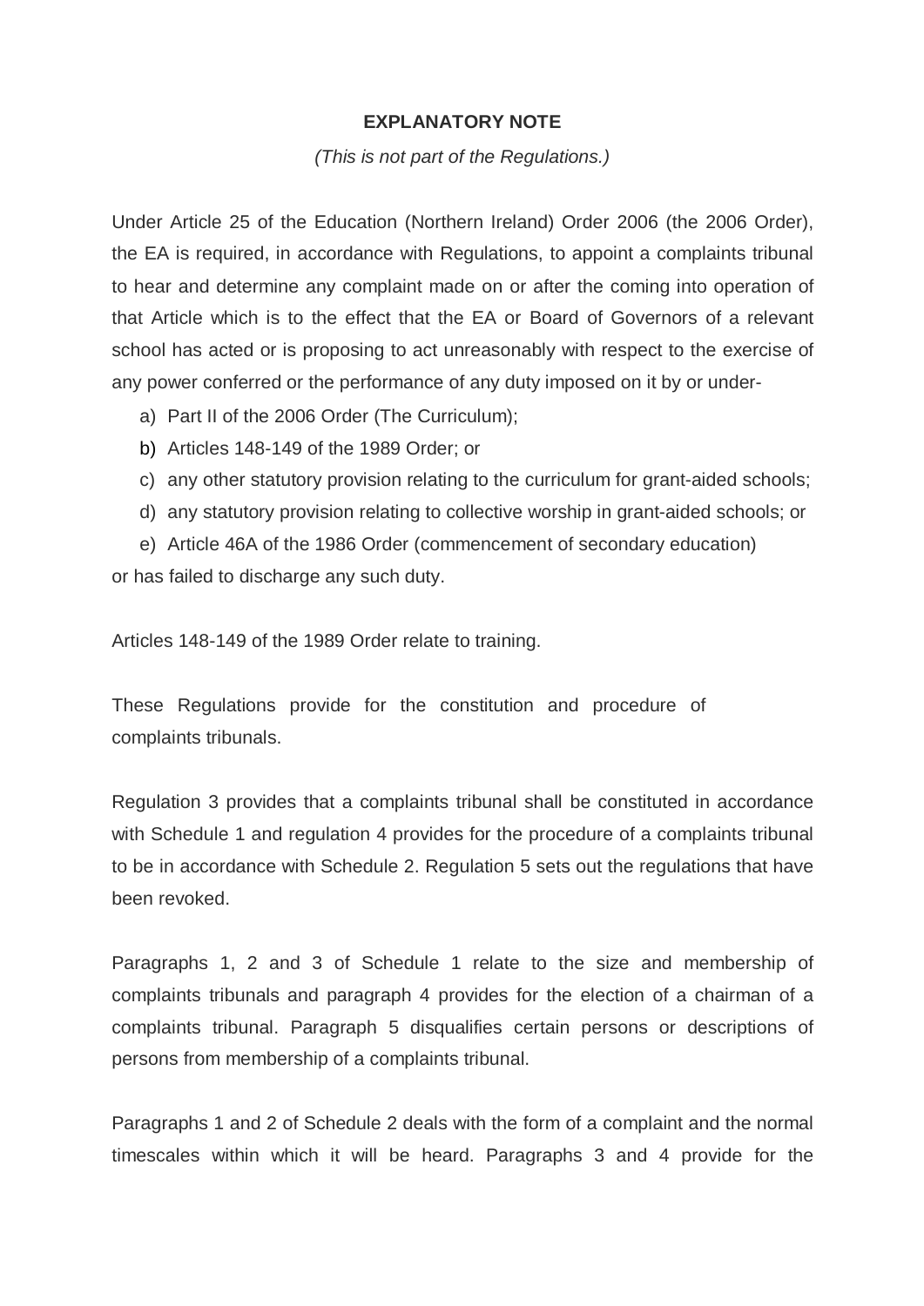**EXPLANATORY NOTE**

*(This is not part of the Regulations.)*

Under Article 25 of the Education (Northern Ireland) Order 2006 (the 2006 Order), the EA is required, in accordance with Regulations, to appoint a complaints tribunal to hear and determine any complaint made on or after the coming into operation of that Article which is to the effect that the EA or Board of Governors of a relevant school has acted or is proposing to act unreasonably with respect to the exercise of any power conferred or the performance of any duty imposed on it by or under-

a) Part II of the 2006 Order (The Curriculum);
b) Articles 148-149 of the 1989 Order; or
c) any other statutory provision relating to the curriculum for grant-aided schools;
d) any statutory provision relating to collective worship in grant-aided schools; or
e) Article 46A of the 1986 Order (commencement of secondary education)

or has failed to discharge any such duty.

Articles 148-149 of the 1989 Order relate to training.

These Regulations provide for the constitution and procedure of complaints tribunals.

Regulation 3 provides that a complaints tribunal shall be constituted in accordance with Schedule 1 and regulation 4 provides for the procedure of a complaints tribunal to be in accordance with Schedule 2. Regulation 5 sets out the regulations that have been revoked.

Paragraphs 1, 2 and 3 of Schedule 1 relate to the size and membership of complaints tribunals and paragraph 4 provides for the election of a chairman of a complaints tribunal. Paragraph 5 disqualifies certain persons or descriptions of persons from membership of a complaints tribunal.

Paragraphs 1 and 2 of Schedule 2 deals with the form of a complaint and the normal timescales within which it will be heard. Paragraphs 3 and 4 provide for the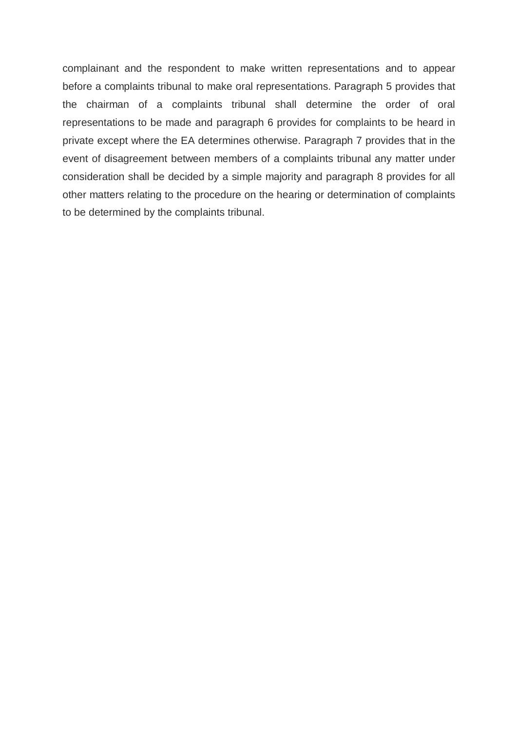complainant and the respondent to make written representations and to appear before a complaints tribunal to make oral representations. Paragraph 5 provides that the chairman of a complaints tribunal shall determine the order of oral representations to be made and paragraph 6 provides for complaints to be heard in private except where the EA determines otherwise. Paragraph 7 provides that in the event of disagreement between members of a complaints tribunal any matter under consideration shall be decided by a simple majority and paragraph 8 provides for all other matters relating to the procedure on the hearing or determination of complaints to be determined by the complaints tribunal.